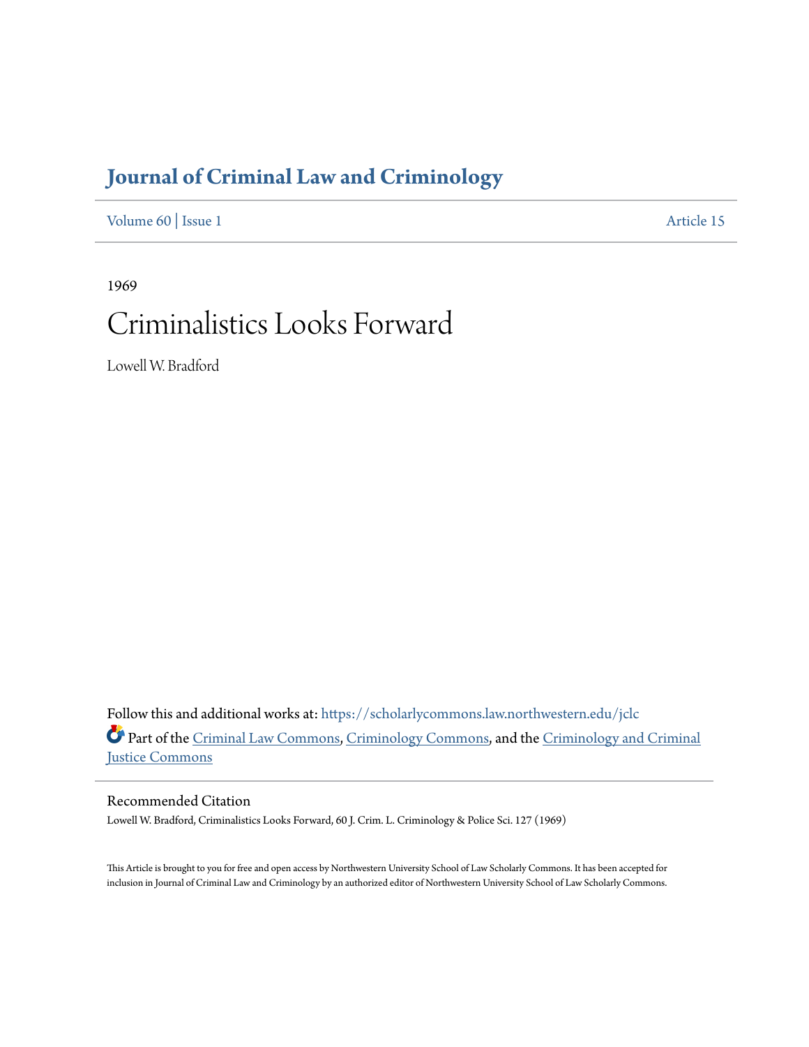# Journal of Criminal Law and Criminology

Volume 60 | Issue 1 Article 15

1969

# Criminalistics Looks Forward

Lowell W. Bradford

Follow this and additional works at: https://scholarlycommons.law.northwestern.edu/jclc

Part of the Criminal Law Commons, Criminology Commons, and the Criminology and Criminal Justice Commons

## Recommended Citation

Lowell W. Bradford, Criminalistics Looks Forward, 60 J. Crim. L. Criminology & Police Sci. 127 (1969)

This Article is brought to you for free and open access by Northwestern University School of Law Scholarly Commons. It has been accepted for inclusion in Journal of Criminal Law and Criminology by an authorized editor of Northwestern University School of Law Scholarly Commons.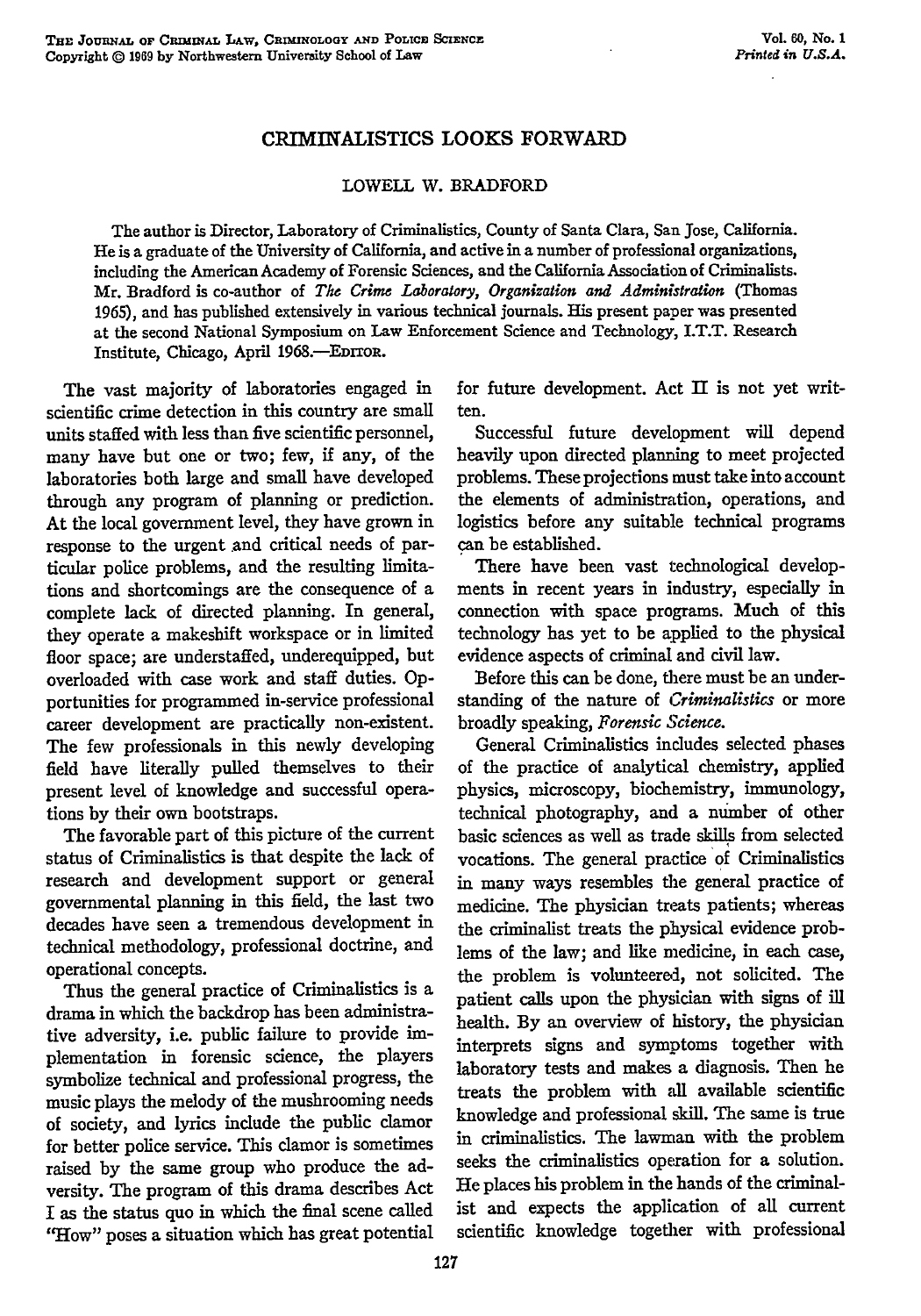# CRIMINALISTICS LOOKS FORWARD

LOWELL W. BRADFORD

The author is Director, Laboratory of Criminalistics, County of Santa Clara, San Jose, California. He is a graduate of the University of California, and active in a number of professional organizations, including the American Academy of Forensic Sciences, and the California Association of Criminalists. Mr. Bradford is co-author of *The Crime Laboratory, Organization and Administration* (Thomas 1965), and has published extensively in various technical journals. His present paper was presented at the second National Symposium on Law Enforcement Science and Technology, I.T.T. Research Institute, Chicago, April 1968.—EDITOR.

The vast majority of laboratories engaged in scientific crime detection in this country are small units staffed with less than five scientific personnel, many have but one or two; few, if any, of the laboratories both large and small have developed through any program of planning or prediction. At the local government level, they have grown in response to the urgent and critical needs of particular police problems, and the resulting limitations and shortcomings are the consequence of a complete lack of directed planning. In general, they operate a makeshift workspace or in limited floor space; are understaffed, underequipped, but overloaded with case work and staff duties. Opportunities for programmed in-service professional career development are practically non-existent. The few professionals in this newly developing field have literally pulled themselves to their present level of knowledge and successful operations by their own bootstraps.

The favorable part of this picture of the current status of Criminalistics is that despite the lack of research and development support or general governmental planning in this field, the last two decades have seen a tremendous development in technical methodology, professional doctrine, and operational concepts.

Thus the general practice of Criminalistics is a drama in which the backdrop has been administrative adversity, i.e. public failure to provide implementation in forensic science, the players symbolize technical and professional progress, the music plays the melody of the mushrooming needs of society, and lyrics include the public clamor for better police service. This clamor is sometimes raised by the same group who produce the adversity. The program of this drama describes Act I as the status quo in which the final scene called "How" poses a situation which has great potential for future development. Act II is not yet written.

Successful future development will depend heavily upon directed planning to meet projected problems. These projections must take into account the elements of administration, operations, and logistics before any suitable technical programs can be established.

There have been vast technological developments in recent years in industry, especially in connection with space programs. Much of this technology has yet to be applied to the physical evidence aspects of criminal and civil law.

Before this can be done, there must be an understanding of the nature of *Criminalistics* or more broadly speaking, *Forensic Science*.

General Criminalistics includes selected phases of the practice of analytical chemistry, applied physics, microscopy, biochemistry, immunology, technical photography, and a number of other basic sciences as well as trade skills from selected vocations. The general practice of Criminalistics in many ways resembles the general practice of medicine. The physician treats patients; whereas the criminalist treats the physical evidence problems of the law; and like medicine, in each case, the problem is volunteered, not solicited. The patient calls upon the physician with signs of ill health. By an overview of history, the physician interprets signs and symptoms together with laboratory tests and makes a diagnosis. Then he treats the problem with all available scientific knowledge and professional skill. The same is true in criminalistics. The lawman with the problem seeks the criminalistics operation for a solution. He places his problem in the hands of the criminalist and expects the application of all current scientific knowledge together with professional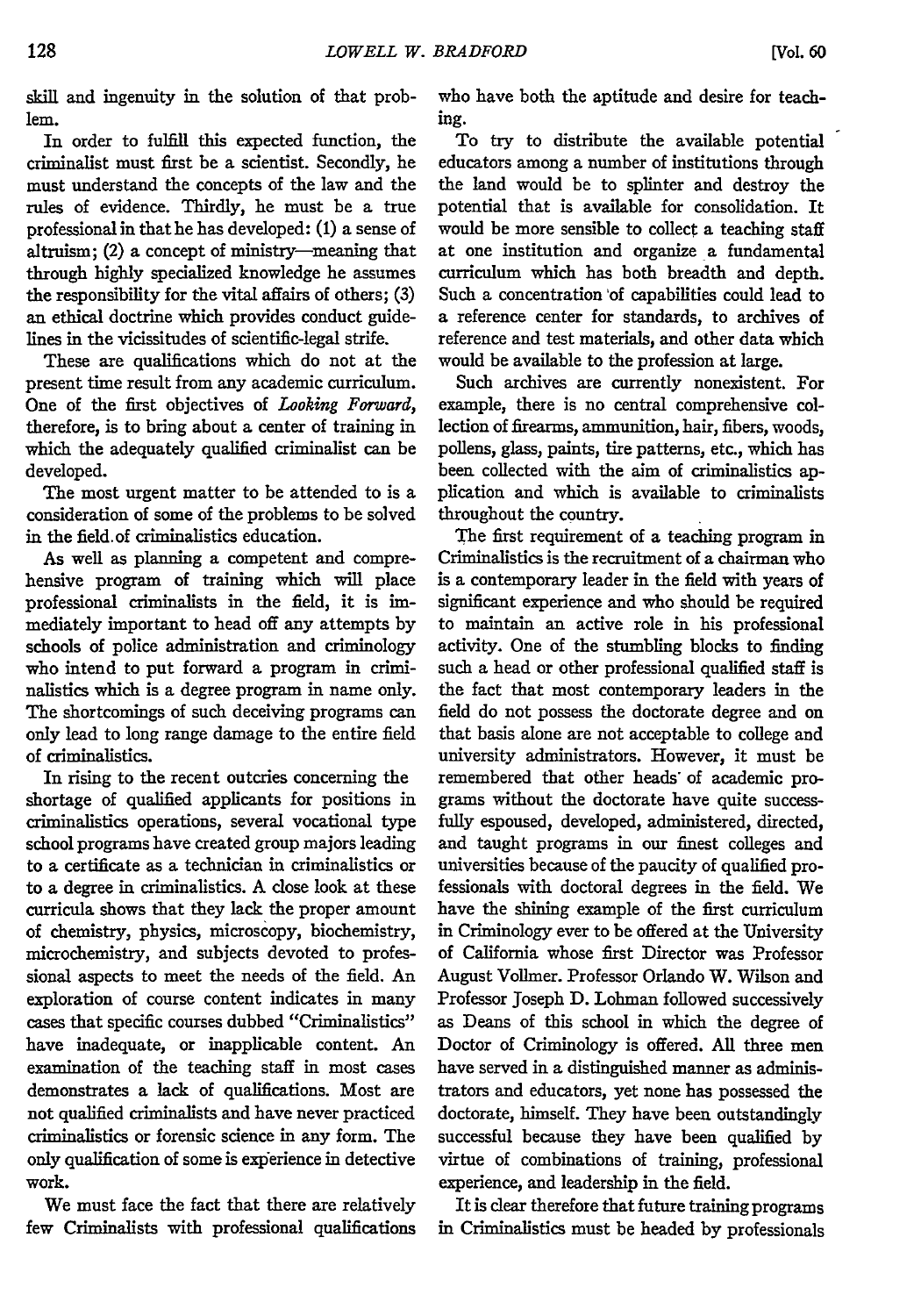skill and ingenuity in the solution of that problem.

In order to fulfill this expected function, the criminalist must first be a scientist. Secondly, he must understand the concepts of the law and the rules of evidence. Thirdly, he must be a true professional in that he has developed: (1) a sense of altruism; (2) a concept of ministry—meaning that through highly specialized knowledge he assumes the responsibility for the vital affairs of others; (3) an ethical doctrine which provides conduct guidelines in the vicissitudes of scientific-legal strife.

These are qualifications which do not at the present time result from any academic curriculum. One of the first objectives of *Looking Forward*, therefore, is to bring about a center of training in which the adequately qualified criminalist can be developed.

The most urgent matter to be attended to is a consideration of some of the problems to be solved in the field of criminalistics education.

As well as planning a competent and comprehensive program of training which will place professional criminalists in the field, it is immediately important to head off any attempts by schools of police administration and criminology who intend to put forward a program in criminalistics which is a degree program in name only. The shortcomings of such deceiving programs can only lead to long range damage to the entire field of criminalistics.

In rising to the recent outcries concerning the shortage of qualified applicants for positions in criminalistics operations, several vocational type school programs have created group majors leading to a certificate as a technician in criminalistics or to a degree in criminalistics. A close look at these curricula shows that they lack the proper amount of chemistry, physics, microscopy, biochemistry, microchemistry, and subjects devoted to professional aspects to meet the needs of the field. An exploration of course content indicates in many cases that specific courses dubbed "Criminalistics" have inadequate, or inapplicable content. An examination of the teaching staff in most cases demonstrates a lack of qualifications. Most are not qualified criminalists and have never practiced criminalistics or forensic science in any form. The only qualification of some is experience in detective work.

We must face the fact that there are relatively few Criminalists with professional qualifications who have both the aptitude and desire for teaching.

To try to distribute the available potential educators among a number of institutions through the land would be to splinter and destroy the potential that is available for consolidation. It would be more sensible to collect a teaching staff at one institution and organize a fundamental curriculum which has both breadth and depth. Such a concentration of capabilities could lead to a reference center for standards, to archives of reference and test materials, and other data which would be available to the profession at large.

Such archives are currently nonexistent. For example, there is no central comprehensive collection of firearms, ammunition, hair, fibers, woods, pollens, glass, paints, tire patterns, etc., which has been collected with the aim of criminalistics application and which is available to criminalists throughout the country.

The first requirement of a teaching program in Criminalistics is the recruitment of a chairman who is a contemporary leader in the field with years of significant experience and who should be required to maintain an active role in his professional activity. One of the stumbling blocks to finding such a head or other professional qualified staff is the fact that most contemporary leaders in the field do not possess the doctorate degree and on that basis alone are not acceptable to college and university administrators. However, it must be remembered that other heads of academic programs without the doctorate have quite successfully espoused, developed, administered, directed, and taught programs in our finest colleges and universities because of the paucity of qualified professionals with doctoral degrees in the field. We have the shining example of the first curriculum in Criminology ever to be offered at the University of California whose first Director was Professor August Vollmer. Professor Orlando W. Wilson and Professor Joseph D. Lohman followed successively as Deans of this school in which the degree of Doctor of Criminology is offered. All three men have served in a distinguished manner as administrators and educators, yet none has possessed the doctorate, himself. They have been outstandingly successful because they have been qualified by virtue of combinations of training, professional experience, and leadership in the field.

It is clear therefore that future training programs in Criminalistics must be headed by professionals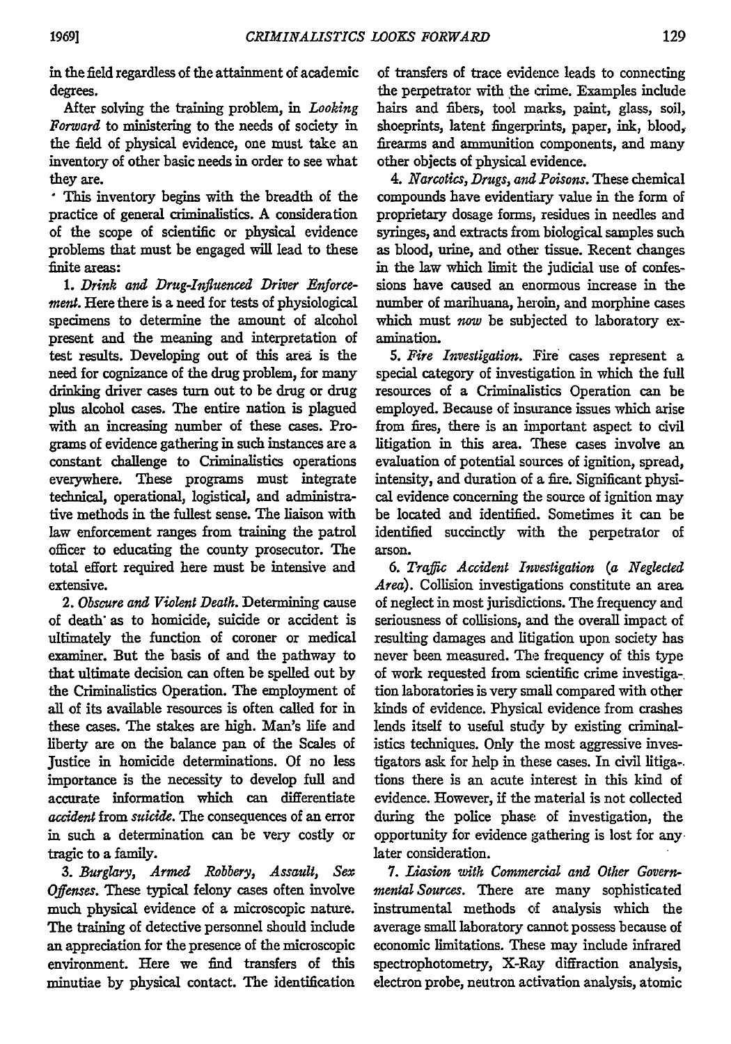in the field regardless of the attainment of academic degrees.

After solving the training problem, in *Looking Forward* to ministering to the needs of society in the field of physical evidence, one must take an inventory of other basic needs in order to see what they are.

This inventory begins with the breadth of the practice of general criminalistics. A consideration of the scope of scientific or physical evidence problems that must be engaged will lead to these finite areas:

1. *Drink and Drug-Influenced Driver Enforcement.* Here there is a need for tests of physiological specimens to determine the amount of alcohol present and the meaning and interpretation of test results. Developing out of this area is the need for cognizance of the drug problem, for many drinking driver cases turn out to be drug or drug plus alcohol cases. The entire nation is plagued with an increasing number of these cases. Programs of evidence gathering in such instances are a constant challenge to Criminalistics operations everywhere. These programs must integrate technical, operational, logistical, and administrative methods in the fullest sense. The liaison with law enforcement ranges from training the patrol officer to educating the county prosecutor. The total effort required here must be intensive and extensive.

2. *Obscure and Violent Death.* Determining cause of death as to homicide, suicide or accident is ultimately the function of coroner or medical examiner. But the basis of and the pathway to that ultimate decision can often be spelled out by the Criminalistics Operation. The employment of all of its available resources is often called for in these cases. The stakes are high. Man's life and liberty are on the balance pan of the Scales of Justice in homicide determinations. Of no less importance is the necessity to develop full and accurate information which can differentiate *accident* from *suicide.* The consequences of an error in such a determination can be very costly or tragic to a family.

3. *Burglary, Armed Robbery, Assault, Sex Offenses.* These typical felony cases often involve much physical evidence of a microscopic nature. The training of detective personnel should include an appreciation for the presence of the microscopic environment. Here we find transfers of this minutiae by physical contact. The identification of transfers of trace evidence leads to connecting the perpetrator with the crime. Examples include hairs and fibers, tool marks, paint, glass, soil, shoeprints, latent fingerprints, paper, ink, blood, firearms and ammunition components, and many other objects of physical evidence.

4. *Narcotics, Drugs, and Poisons.* These chemical compounds have evidentiary value in the form of proprietary dosage forms, residues in needles and syringes, and extracts from biological samples such as blood, urine, and other tissue. Recent changes in the law which limit the judicial use of confessions have caused an enormous increase in the number of marihuana, heroin, and morphine cases which must *now* be subjected to laboratory examination.

5. *Fire Investigation.* Fire cases represent a special category of investigation in which the full resources of a Criminalistics Operation can be employed. Because of insurance issues which arise from fires, there is an important aspect to civil litigation in this area. These cases involve an evaluation of potential sources of ignition, spread, intensity, and duration of a fire. Significant physical evidence concerning the source of ignition may be located and identified. Sometimes it can be identified succinctly with the perpetrator of arson.

6. *Traffic Accident Investigation (a Neglected Area).* Collision investigations constitute an area of neglect in most jurisdictions. The frequency and seriousness of collisions, and the overall impact of resulting damages and litigation upon society has never been measured. The frequency of this type of work requested from scientific crime investigation laboratories is very small compared with other kinds of evidence. Physical evidence from crashes lends itself to useful study by existing criminalistics techniques. Only the most aggressive investigators ask for help in these cases. In civil litigations there is an acute interest in this kind of evidence. However, if the material is not collected during the police phase of investigation, the opportunity for evidence gathering is lost for any later consideration.

7. *Liasion with Commercial and Other Governmental Sources.* There are many sophisticated instrumental methods of analysis which the average small laboratory cannot possess because of economic limitations. These may include infrared spectrophotometry, X-Ray diffraction analysis, electron probe, neutron activation analysis, atomic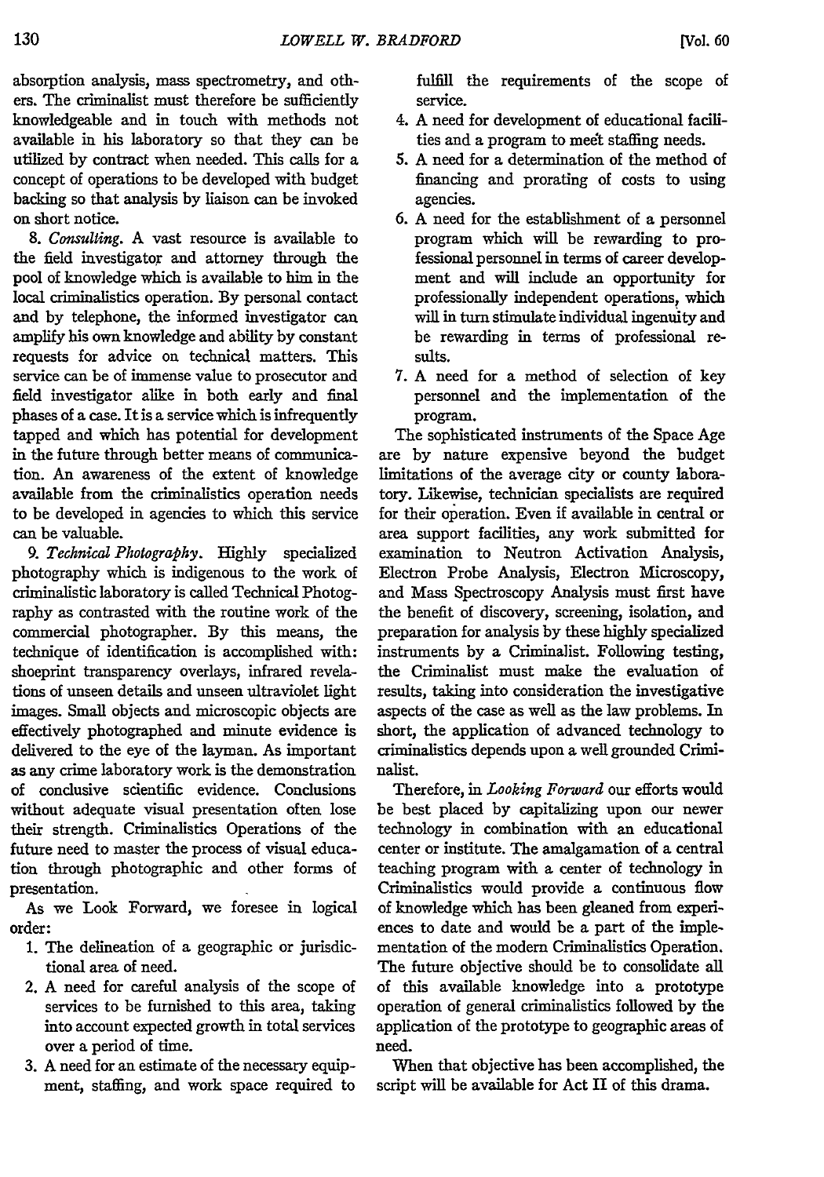absorption analysis, mass spectrometry, and others. The criminalist must therefore be sufficiently knowledgeable and in touch with methods not available in his laboratory so that they can be utilized by contract when needed. This calls for a concept of operations to be developed with budget backing so that analysis by liaison can be invoked on short notice.

8. *Consulting*. A vast resource is available to the field investigator and attorney through the pool of knowledge which is available to him in the local criminalistics operation. By personal contact and by telephone, the informed investigator can amplify his own knowledge and ability by constant requests for advice on technical matters. This service can be of immense value to prosecutor and field investigator alike in both early and final phases of a case. It is a service which is infrequently tapped and which has potential for development in the future through better means of communication. An awareness of the extent of knowledge available from the criminalistics operation needs to be developed in agencies to which this service can be valuable.

9. *Technical Photography*. Highly specialized photography which is indigenous to the work of criminalistic laboratory is called Technical Photography as contrasted with the routine work of the commercial photographer. By this means, the technique of identification is accomplished with: shoeprint transparency overlays, infrared revelations of unseen details and unseen ultraviolet light images. Small objects and microscopic objects are effectively photographed and minute evidence is delivered to the eye of the layman. As important as any crime laboratory work is the demonstration of conclusive scientific evidence. Conclusions without adequate visual presentation often lose their strength. Criminalistics Operations of the future need to master the process of visual education through photographic and other forms of presentation.

As we Look Forward, we foresee in logical order:

1. The delineation of a geographic or jurisdictional area of need.
2. A need for careful analysis of the scope of services to be furnished to this area, taking into account expected growth in total services over a period of time.
3. A need for an estimate of the necessary equipment, staffing, and work space required to fulfill the requirements of the scope of service.
4. A need for development of educational facilities and a program to meet staffing needs.
5. A need for a determination of the method of financing and prorating of costs to using agencies.
6. A need for the establishment of a personnel program which will be rewarding to professional personnel in terms of career development and will include an opportunity for professionally independent operations, which will in turn stimulate individual ingenuity and be rewarding in terms of professional results.
7. A need for a method of selection of key personnel and the implementation of the program.

The sophisticated instruments of the Space Age are by nature expensive beyond the budget limitations of the average city or county laboratory. Likewise, technician specialists are required for their operation. Even if available in central or area support facilities, any work submitted for examination to Neutron Activation Analysis, Electron Probe Analysis, Electron Microscopy, and Mass Spectroscopy Analysis must first have the benefit of discovery, screening, isolation, and preparation for analysis by these highly specialized instruments by a Criminalist. Following testing, the Criminalist must make the evaluation of results, taking into consideration the investigative aspects of the case as well as the law problems. In short, the application of advanced technology to criminalistics depends upon a well grounded Criminalist.

Therefore, in *Looking Forward* our efforts would be best placed by capitalizing upon our newer technology in combination with an educational center or institute. The amalgamation of a central teaching program with a center of technology in Criminalistics would provide a continuous flow of knowledge which has been gleaned from experiences to date and would be a part of the implementation of the modern Criminalistics Operation. The future objective should be to consolidate all of this available knowledge into a prototype operation of general criminalistics followed by the application of the prototype to geographic areas of need.

When that objective has been accomplished, the script will be available for Act II of this drama.